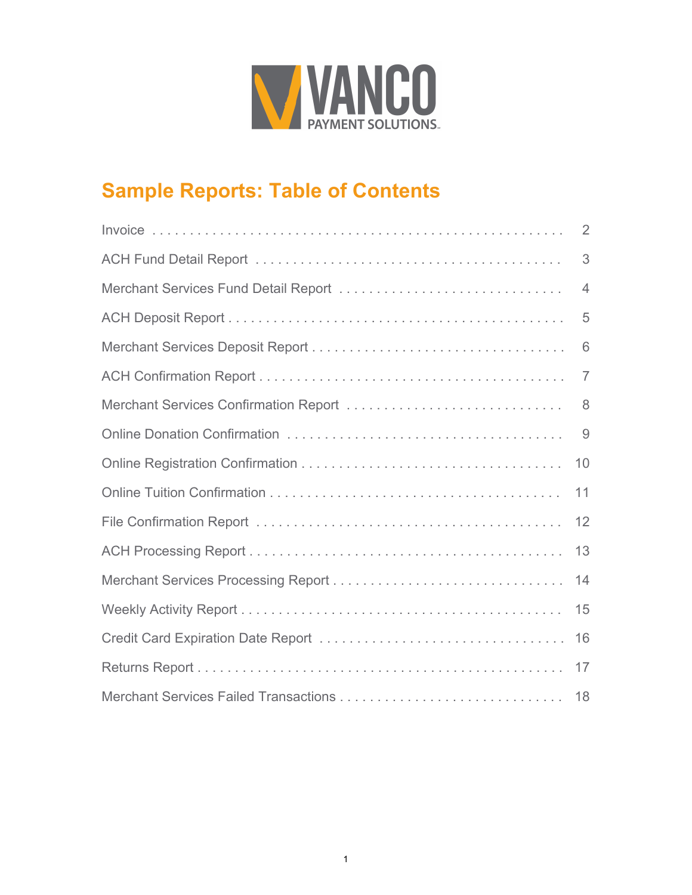VANCO
PAYMENT SOLUTIONS

# Sample Reports: Table of Contents

| | |
|---|---|
| Invoice | 2 |
| ACH Fund Detail Report | 3 |
| Merchant Services Fund Detail Report | 4 |
| ACH Deposit Report | 5 |
| Merchant Services Deposit Report | 6 |
| ACH Confirmation Report | 7 |
| Merchant Services Confirmation Report | 8 |
| Online Donation Confirmation | 9 |
| Online Registration Confirmation | 10 |
| Online Tuition Confirmation | 11 |
| File Confirmation Report | 12 |
| ACH Processing Report | 13 |
| Merchant Services Processing Report | 14 |
| Weekly Activity Report | 15 |
| Credit Card Expiration Date Report | 16 |
| Returns Report | 17 |
| Merchant Services Failed Transactions | 18 |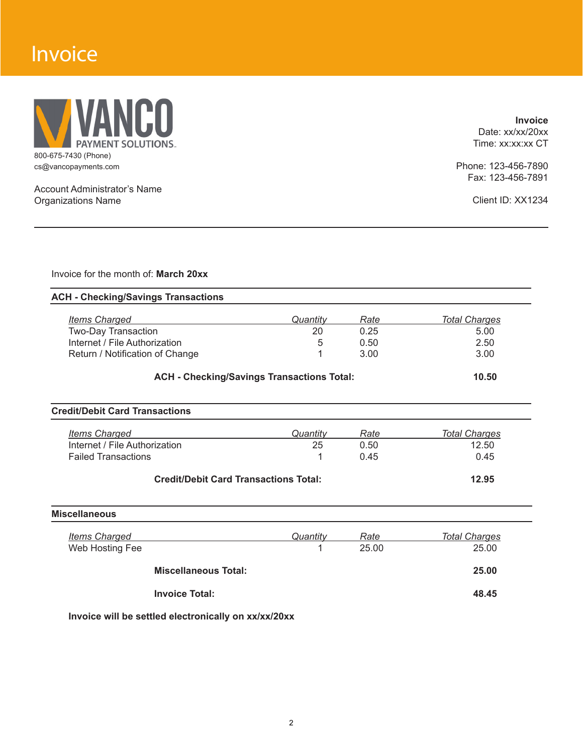# Invoice

VANCO PAYMENT SOLUTIONS

800-675-7430 (Phone)
cs@vancopayments.com

Account Administrator's Name
Organizations Name

**Invoice**
Date: xx/xx/20xx
Time: xx:xx:xx CT

Phone: 123-456-7890
Fax: 123-456-7891

Client ID: XX1234

---

Invoice for the month of: **March 20xx**

## ACH - Checking/Savings Transactions

| *Items Charged* | *Quantity* | *Rate* | *Total Charges* |
|---|---|---|---|
| Two-Day Transaction | 20 | 0.25 | 5.00 |
| Internet / File Authorization | 5 | 0.50 | 2.50 |
| Return / Notification of Change | 1 | 3.00 | 3.00 |
| **ACH - Checking/Savings Transactions Total:** | | | **10.50** |

## Credit/Debit Card Transactions

| *Items Charged* | *Quantity* | *Rate* | *Total Charges* |
|---|---|---|---|
| Internet / File Authorization | 25 | 0.50 | 12.50 |
| Failed Transactions | 1 | 0.45 | 0.45 |
| **Credit/Debit Card Transactions Total:** | | | **12.95** |

## Miscellaneous

| *Items Charged* | *Quantity* | *Rate* | *Total Charges* |
|---|---|---|---|
| Web Hosting Fee | 1 | 25.00 | 25.00 |
| **Miscellaneous Total:** | | | **25.00** |
| **Invoice Total:** | | | **48.45** |

**Invoice will be settled electronically on xx/xx/20xx**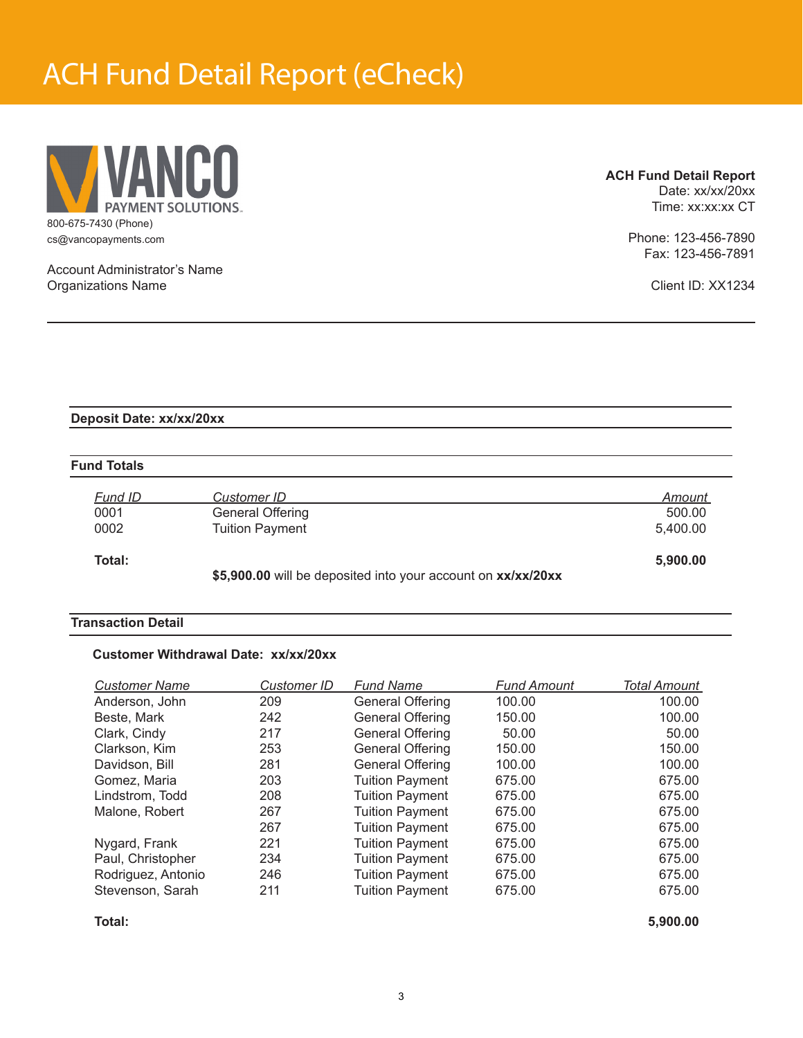# ACH Fund Detail Report (eCheck)

VANCO PAYMENT SOLUTIONS

800-675-7430 (Phone)
cs@vancopayments.com

Account Administrator's Name
Organizations Name

**ACH Fund Detail Report**
Date: xx/xx/20xx
Time: xx:xx:xx CT

Phone: 123-456-7890
Fax: 123-456-7891

Client ID: XX1234

---

**Deposit Date: xx/xx/20xx**

**Fund Totals**

| *Fund ID* | *Customer ID* | *Amount* |
|---|---|---|
| 0001 | General Offering | 500.00 |
| 0002 | Tuition Payment | 5,400.00 |
| **Total:** | | **5,900.00** |

**$5,900.00** will be deposited into your account on **xx/xx/20xx**

**Transaction Detail**

**Customer Withdrawal Date: xx/xx/20xx**

| *Customer Name* | *Customer ID* | *Fund Name* | *Fund Amount* | *Total Amount* |
|---|---|---|---|---|
| Anderson, John | 209 | General Offering | 100.00 | 100.00 |
| Beste, Mark | 242 | General Offering | 150.00 | 100.00 |
| Clark, Cindy | 217 | General Offering | 50.00 | 50.00 |
| Clarkson, Kim | 253 | General Offering | 150.00 | 150.00 |
| Davidson, Bill | 281 | General Offering | 100.00 | 100.00 |
| Gomez, Maria | 203 | Tuition Payment | 675.00 | 675.00 |
| Lindstrom, Todd | 208 | Tuition Payment | 675.00 | 675.00 |
| Malone, Robert | 267 | Tuition Payment | 675.00 | 675.00 |
| | 267 | Tuition Payment | 675.00 | 675.00 |
| Nygard, Frank | 221 | Tuition Payment | 675.00 | 675.00 |
| Paul, Christopher | 234 | Tuition Payment | 675.00 | 675.00 |
| Rodriguez, Antonio | 246 | Tuition Payment | 675.00 | 675.00 |
| Stevenson, Sarah | 211 | Tuition Payment | 675.00 | 675.00 |
| **Total:** | | | | **5,900.00** |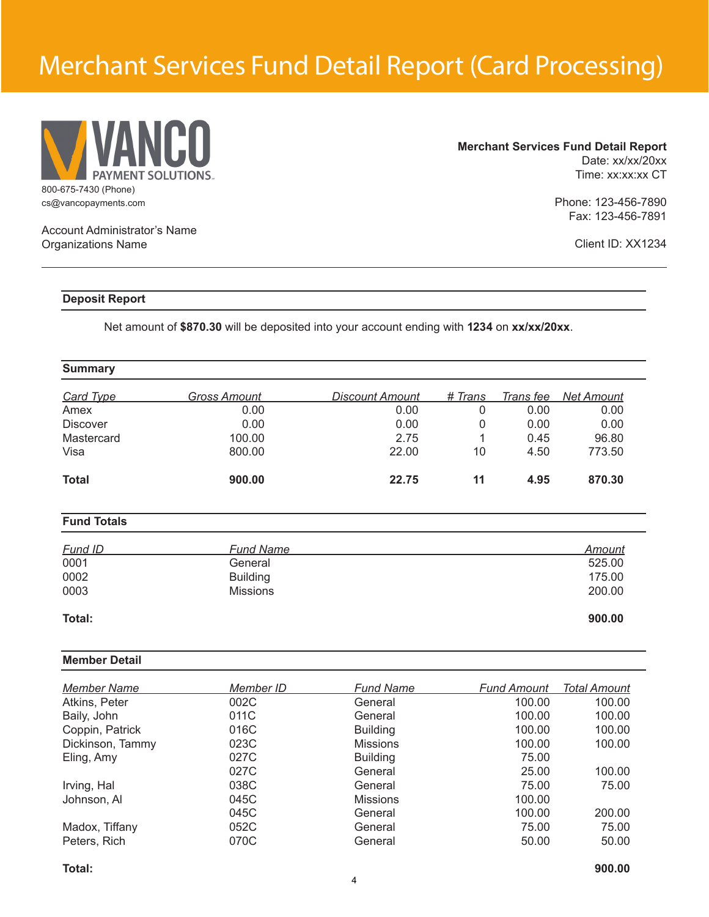# Merchant Services Fund Detail Report (Card Processing)

VANCO PAYMENT SOLUTIONS

800-675-7430 (Phone)
cs@vancopayments.com

Account Administrator's Name
Organizations Name

**Merchant Services Fund Detail Report**
Date: xx/xx/20xx
Time: xx:xx:xx CT

Phone: 123-456-7890
Fax: 123-456-7891

Client ID: XX1234

---

**Deposit Report**

Net amount of **$870.30** will be deposited into your account ending with **1234** on **xx/xx/20xx**.

**Summary**

| Card Type | Gross Amount | Discount Amount | # Trans | Trans fee | Net Amount |
|---|---|---|---|---|---|
| Amex | 0.00 | 0.00 | 0 | 0.00 | 0.00 |
| Discover | 0.00 | 0.00 | 0 | 0.00 | 0.00 |
| Mastercard | 100.00 | 2.75 | 1 | 0.45 | 96.80 |
| Visa | 800.00 | 22.00 | 10 | 4.50 | 773.50 |
| **Total** | **900.00** | **22.75** | **11** | **4.95** | **870.30** |

**Fund Totals**

| Fund ID | Fund Name | Amount |
|---|---|---|
| 0001 | General | 525.00 |
| 0002 | Building | 175.00 |
| 0003 | Missions | 200.00 |
| **Total:** | | **900.00** |

**Member Detail**

| Member Name | Member ID | Fund Name | Fund Amount | Total Amount |
|---|---|---|---|---|
| Atkins, Peter | 002C | General | 100.00 | 100.00 |
| Baily, John | 011C | General | 100.00 | 100.00 |
| Coppin, Patrick | 016C | Building | 100.00 | 100.00 |
| Dickinson, Tammy | 023C | Missions | 100.00 | 100.00 |
| Eling, Amy | 027C | Building | 75.00 | |
| | 027C | General | 25.00 | 100.00 |
| Irving, Hal | 038C | General | 75.00 | 75.00 |
| Johnson, Al | 045C | Missions | 100.00 | |
| | 045C | General | 100.00 | 200.00 |
| Madox, Tiffany | 052C | General | 75.00 | 75.00 |
| Peters, Rich | 070C | General | 50.00 | 50.00 |
| **Total:** | | | | **900.00** |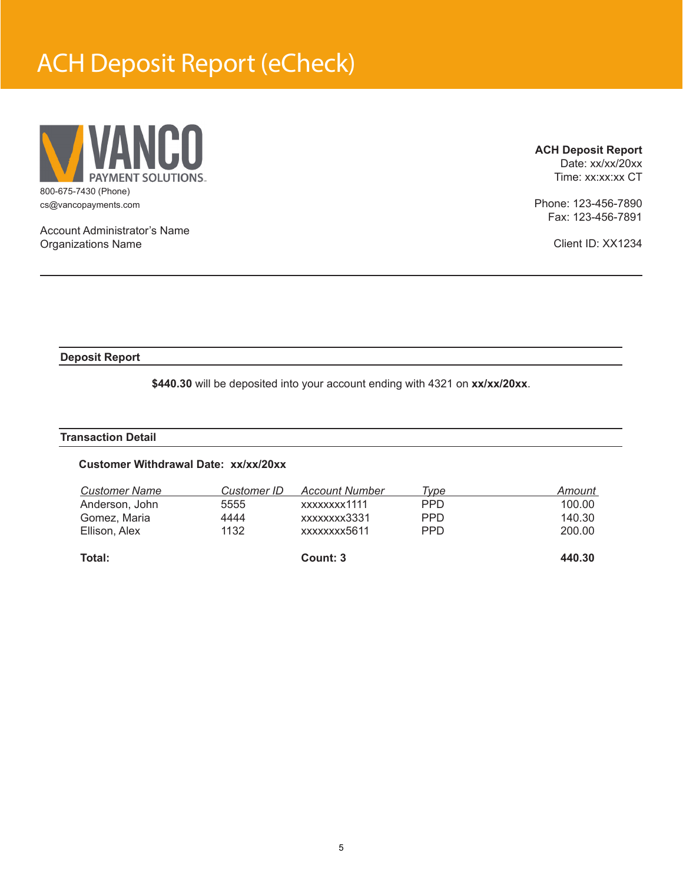# ACH Deposit Report (eCheck)

VANCO PAYMENT SOLUTIONS

800-675-7430 (Phone)
cs@vancopayments.com

Account Administrator's Name
Organizations Name

**ACH Deposit Report**
Date: xx/xx/20xx
Time: xx:xx:xx CT

Phone: 123-456-7890
Fax: 123-456-7891

Client ID: XX1234

---

**Deposit Report**

**$440.30** will be deposited into your account ending with 4321 on **xx/xx/20xx**.

**Transaction Detail**

**Customer Withdrawal Date: xx/xx/20xx**

| *Customer Name* | *Customer ID* | *Account Number* | *Type* | *Amount* |
|---|---|---|---|---|
| Anderson, John | 5555 | xxxxxxxx1111 | PPD | 100.00 |
| Gomez, Maria | 4444 | xxxxxxxx3331 | PPD | 140.30 |
| Ellison, Alex | 1132 | xxxxxxxx5611 | PPD | 200.00 |
| **Total:** | | **Count: 3** | | **440.30** |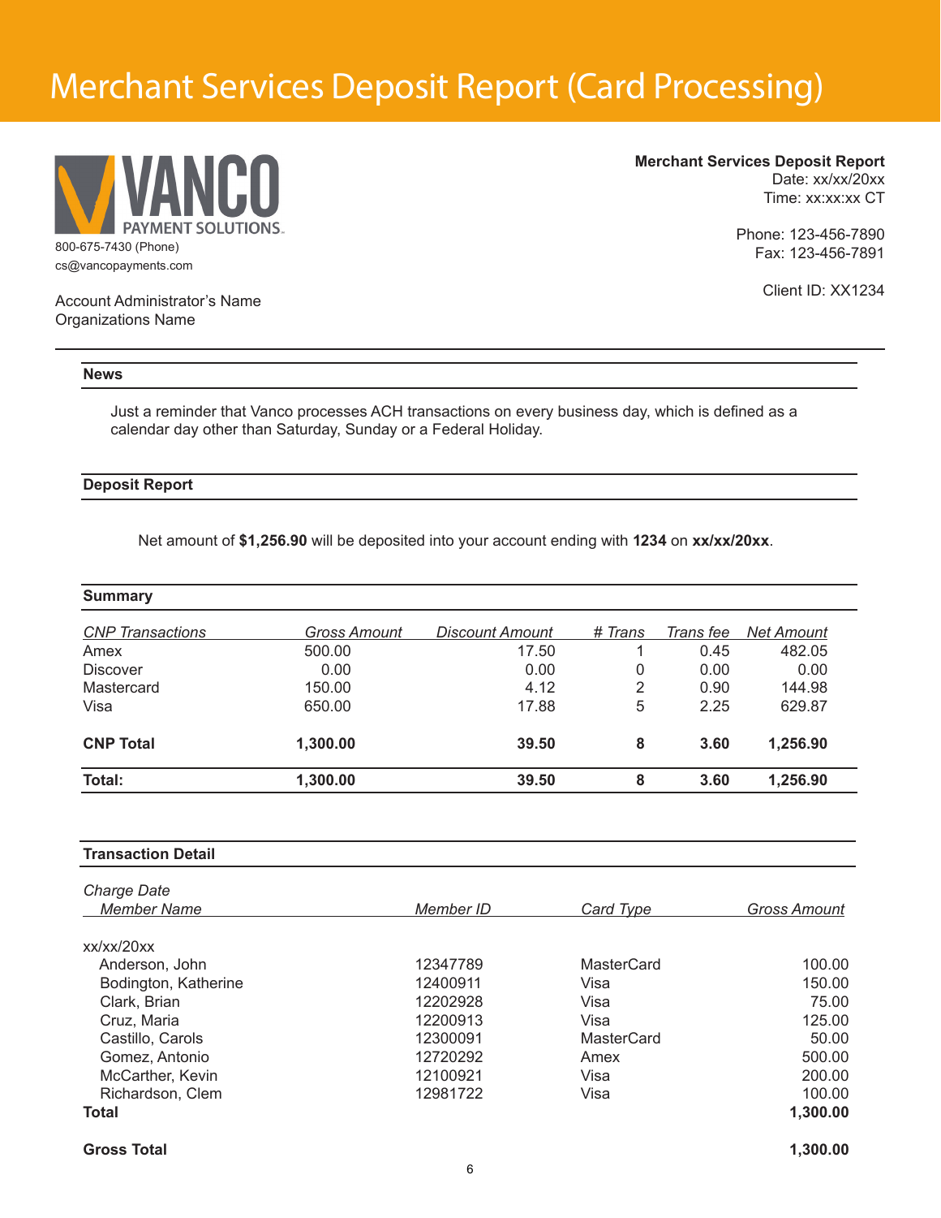# Merchant Services Deposit Report (Card Processing)

VANCO PAYMENT SOLUTIONS

800-675-7430 (Phone)
cs@vancopayments.com

Account Administrator's Name
Organizations Name

**Merchant Services Deposit Report**
Date: xx/xx/20xx
Time: xx:xx:xx CT

Phone: 123-456-7890
Fax: 123-456-7891

Client ID: XX1234

## News

Just a reminder that Vanco processes ACH transactions on every business day, which is defined as a calendar day other than Saturday, Sunday or a Federal Holiday.

## Deposit Report

Net amount of **$1,256.90** will be deposited into your account ending with **1234** on **xx/xx/20xx**.

## Summary

| *CNP Transactions* | *Gross Amount* | *Discount Amount* | *# Trans* | *Trans fee* | *Net Amount* |
|---|---|---|---|---|---|
| Amex | 500.00 | 17.50 | 1 | 0.45 | 482.05 |
| Discover | 0.00 | 0.00 | 0 | 0.00 | 0.00 |
| Mastercard | 150.00 | 4.12 | 2 | 0.90 | 144.98 |
| Visa | 650.00 | 17.88 | 5 | 2.25 | 629.87 |
| **CNP Total** | **1,300.00** | **39.50** | **8** | **3.60** | **1,256.90** |
| **Total:** | **1,300.00** | **39.50** | **8** | **3.60** | **1,256.90** |

## Transaction Detail

| *Charge Date* / *Member Name* | *Member ID* | *Card Type* | *Gross Amount* |
|---|---|---|---|
| xx/xx/20xx | | | |
| Anderson, John | 12347789 | MasterCard | 100.00 |
| Bodington, Katherine | 12400911 | Visa | 150.00 |
| Clark, Brian | 12202928 | Visa | 75.00 |
| Cruz, Maria | 12200913 | Visa | 125.00 |
| Castillo, Carols | 12300091 | MasterCard | 50.00 |
| Gomez, Antonio | 12720292 | Amex | 500.00 |
| McCarther, Kevin | 12100921 | Visa | 200.00 |
| Richardson, Clem | 12981722 | Visa | 100.00 |
| **Total** | | | **1,300.00** |
| **Gross Total** | | | **1,300.00** |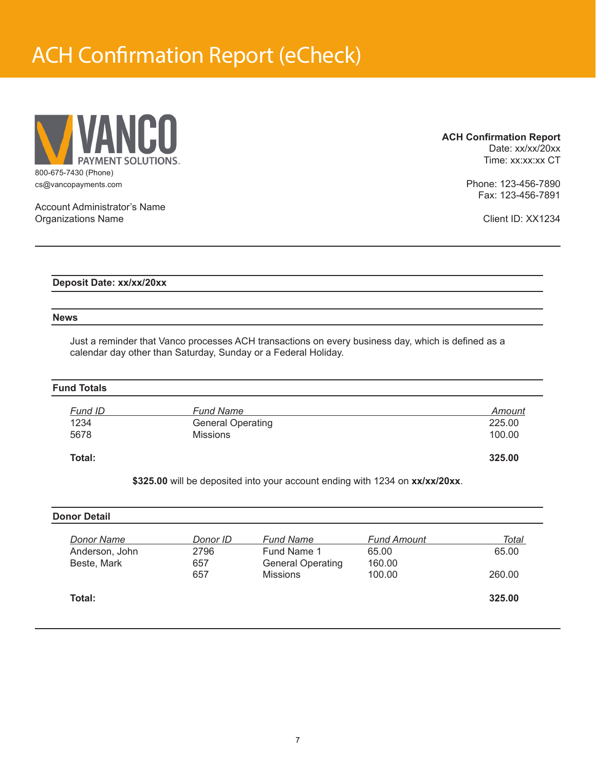# ACH Confirmation Report (eCheck)

VANCO PAYMENT SOLUTIONS

800-675-7430 (Phone)
cs@vancopayments.com

Account Administrator's Name
Organizations Name

**ACH Confirmation Report**
Date: xx/xx/20xx
Time: xx:xx:xx CT

Phone: 123-456-7890
Fax: 123-456-7891

Client ID: XX1234

---

**Deposit Date: xx/xx/20xx**

**News**

Just a reminder that Vanco processes ACH transactions on every business day, which is defined as a calendar day other than Saturday, Sunday or a Federal Holiday.

**Fund Totals**

| *Fund ID* | *Fund Name* | *Amount* |
|---|---|---|
| 1234 | General Operating | 225.00 |
| 5678 | Missions | 100.00 |
| **Total:** | | **325.00** |

**$325.00** will be deposited into your account ending with 1234 on **xx/xx/20xx**.

**Donor Detail**

| *Donor Name* | *Donor ID* | *Fund Name* | *Fund Amount* | *Total* |
|---|---|---|---|---|
| Anderson, John | 2796 | Fund Name 1 | 65.00 | 65.00 |
| Beste, Mark | 657 | General Operating | 160.00 | |
| | 657 | Missions | 100.00 | 260.00 |
| **Total:** | | | | **325.00** |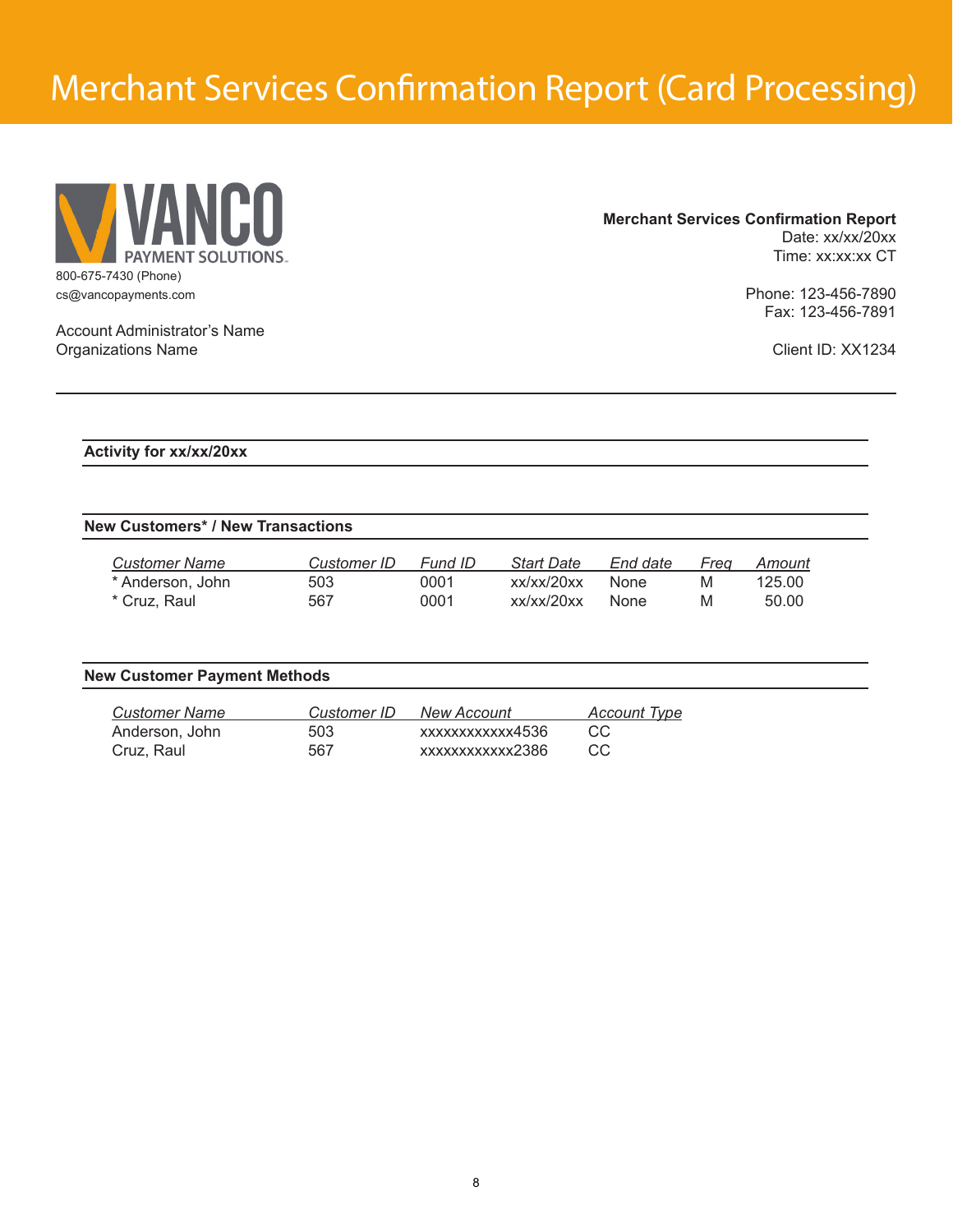# Merchant Services Confirmation Report (Card Processing)

VANCO PAYMENT SOLUTIONS

800-675-7430 (Phone)
cs@vancopayments.com

Account Administrator's Name
Organizations Name

**Merchant Services Confirmation Report**
Date: xx/xx/20xx
Time: xx:xx:xx CT

Phone: 123-456-7890
Fax: 123-456-7891

Client ID: XX1234

---

**Activity for xx/xx/20xx**

**New Customers* / New Transactions**

| *Customer Name* | *Customer ID* | *Fund ID* | *Start Date* | *End date* | *Freq* | *Amount* |
|---|---|---|---|---|---|---|
| * Anderson, John | 503 | 0001 | xx/xx/20xx | None | M | 125.00 |
| * Cruz, Raul | 567 | 0001 | xx/xx/20xx | None | M | 50.00 |

**New Customer Payment Methods**

| *Customer Name* | *Customer ID* | *New Account* | *Account Type* |
|---|---|---|---|
| Anderson, John | 503 | xxxxxxxxxxxx4536 | CC |
| Cruz, Raul | 567 | xxxxxxxxxxxx2386 | CC |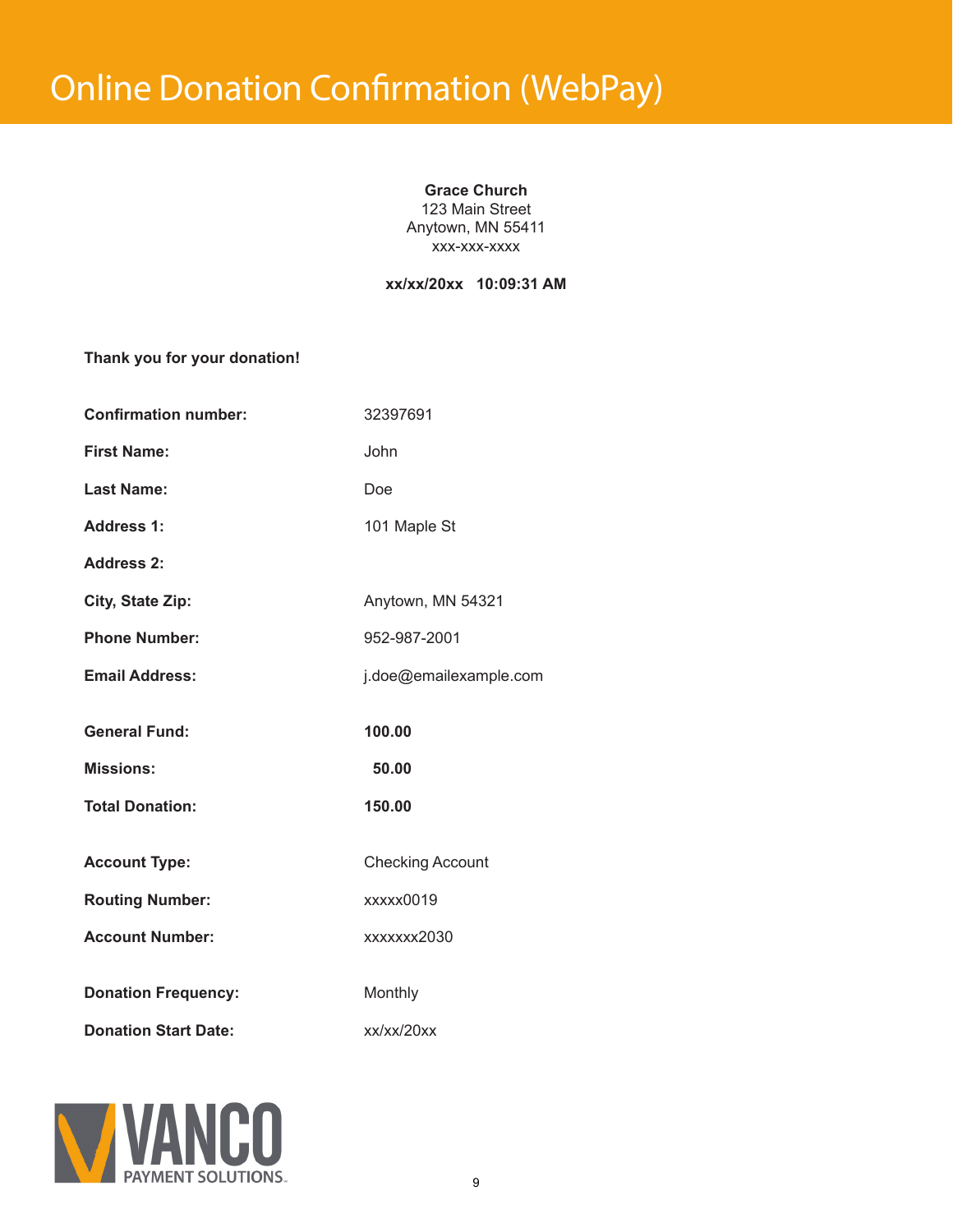# Online Donation Confirmation (WebPay)

**Grace Church**
123 Main Street
Anytown, MN 55411
xxx-xxx-xxxx

**xx/xx/20xx 10:09:31 AM**

**Thank you for your donation!**

| | |
|---|---|
| **Confirmation number:** | 32397691 |
| **First Name:** | John |
| **Last Name:** | Doe |
| **Address 1:** | 101 Maple St |
| **Address 2:** | |
| **City, State Zip:** | Anytown, MN 54321 |
| **Phone Number:** | 952-987-2001 |
| **Email Address:** | j.doe@emailexample.com |
| **General Fund:** | **100.00** |
| **Missions:** | **50.00** |
| **Total Donation:** | **150.00** |
| **Account Type:** | Checking Account |
| **Routing Number:** | xxxxx0019 |
| **Account Number:** | xxxxxxx2030 |
| **Donation Frequency:** | Monthly |
| **Donation Start Date:** | xx/xx/20xx |

VANCO PAYMENT SOLUTIONS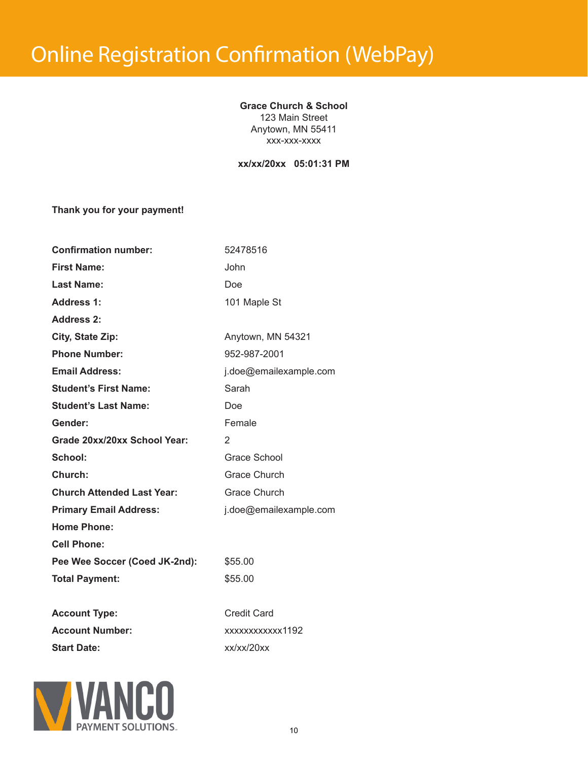# Online Registration Confirmation (WebPay)

**Grace Church & School**
123 Main Street
Anytown, MN 55411
xxx-xxx-xxxx

**xx/xx/20xx 05:01:31 PM**

**Thank you for your payment!**

| | |
|---|---|
| **Confirmation number:** | 52478516 |
| **First Name:** | John |
| **Last Name:** | Doe |
| **Address 1:** | 101 Maple St |
| **Address 2:** | |
| **City, State Zip:** | Anytown, MN 54321 |
| **Phone Number:** | 952-987-2001 |
| **Email Address:** | j.doe@emailexample.com |
| **Student's First Name:** | Sarah |
| **Student's Last Name:** | Doe |
| **Gender:** | Female |
| **Grade 20xx/20xx School Year:** | 2 |
| **School:** | Grace School |
| **Church:** | Grace Church |
| **Church Attended Last Year:** | Grace Church |
| **Primary Email Address:** | j.doe@emailexample.com |
| **Home Phone:** | |
| **Cell Phone:** | |
| **Pee Wee Soccer (Coed JK-2nd):** | $55.00 |
| **Total Payment:** | $55.00 |

| | |
|---|---|
| **Account Type:** | Credit Card |
| **Account Number:** | xxxxxxxxxxxx1192 |
| **Start Date:** | xx/xx/20xx |

VANCO PAYMENT SOLUTIONS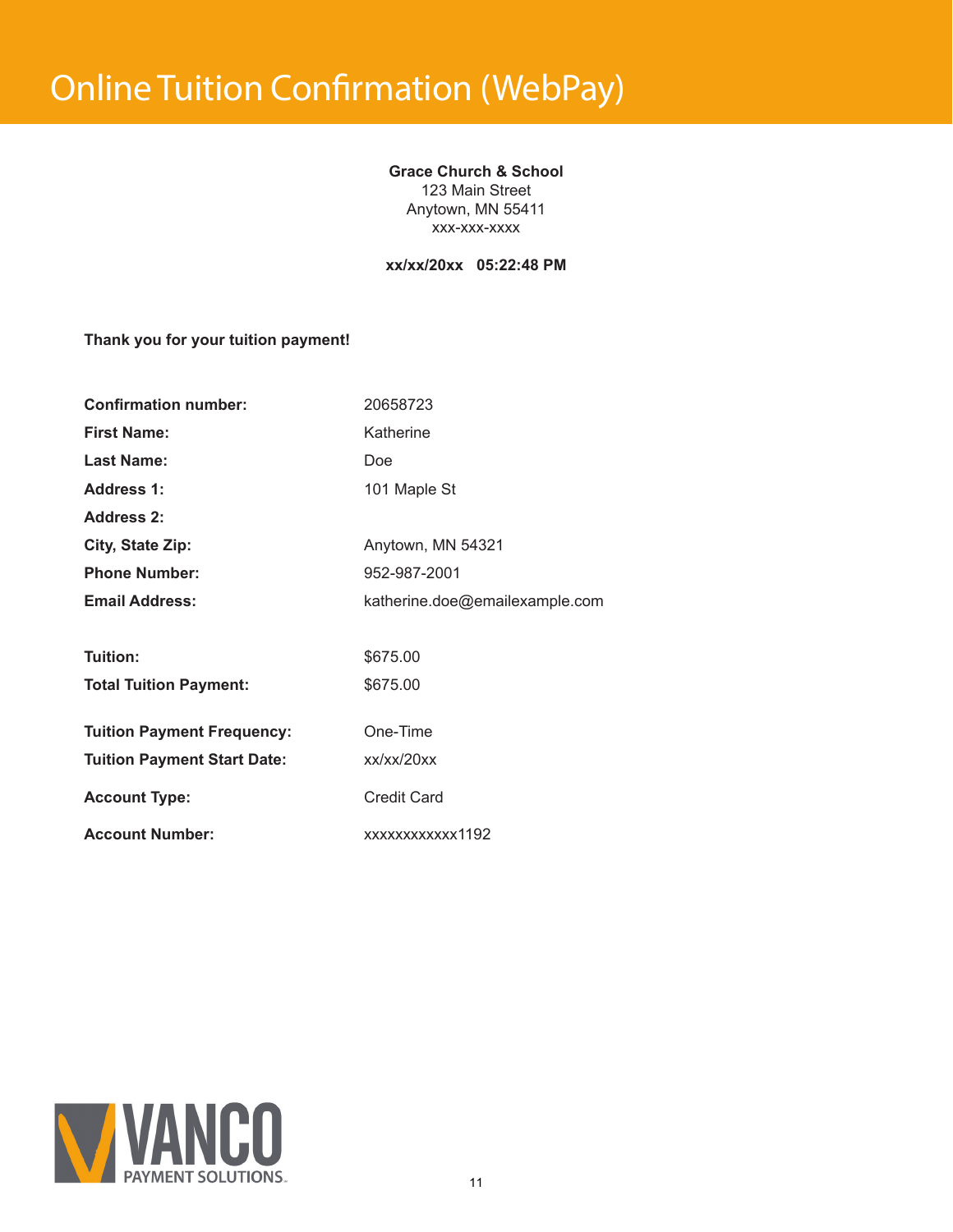# Online Tuition Confirmation (WebPay)

**Grace Church & School**
123 Main Street
Anytown, MN 55411
xxx-xxx-xxxx

**xx/xx/20xx 05:22:48 PM**

**Thank you for your tuition payment!**

| | |
|---|---|
| **Confirmation number:** | 20658723 |
| **First Name:** | Katherine |
| **Last Name:** | Doe |
| **Address 1:** | 101 Maple St |
| **Address 2:** | |
| **City, State Zip:** | Anytown, MN 54321 |
| **Phone Number:** | 952-987-2001 |
| **Email Address:** | katherine.doe@emailexample.com |
| **Tuition:** | $675.00 |
| **Total Tuition Payment:** | $675.00 |
| **Tuition Payment Frequency:** | One-Time |
| **Tuition Payment Start Date:** | xx/xx/20xx |
| **Account Type:** | Credit Card |
| **Account Number:** | xxxxxxxxxxxx1192 |

VANCO PAYMENT SOLUTIONS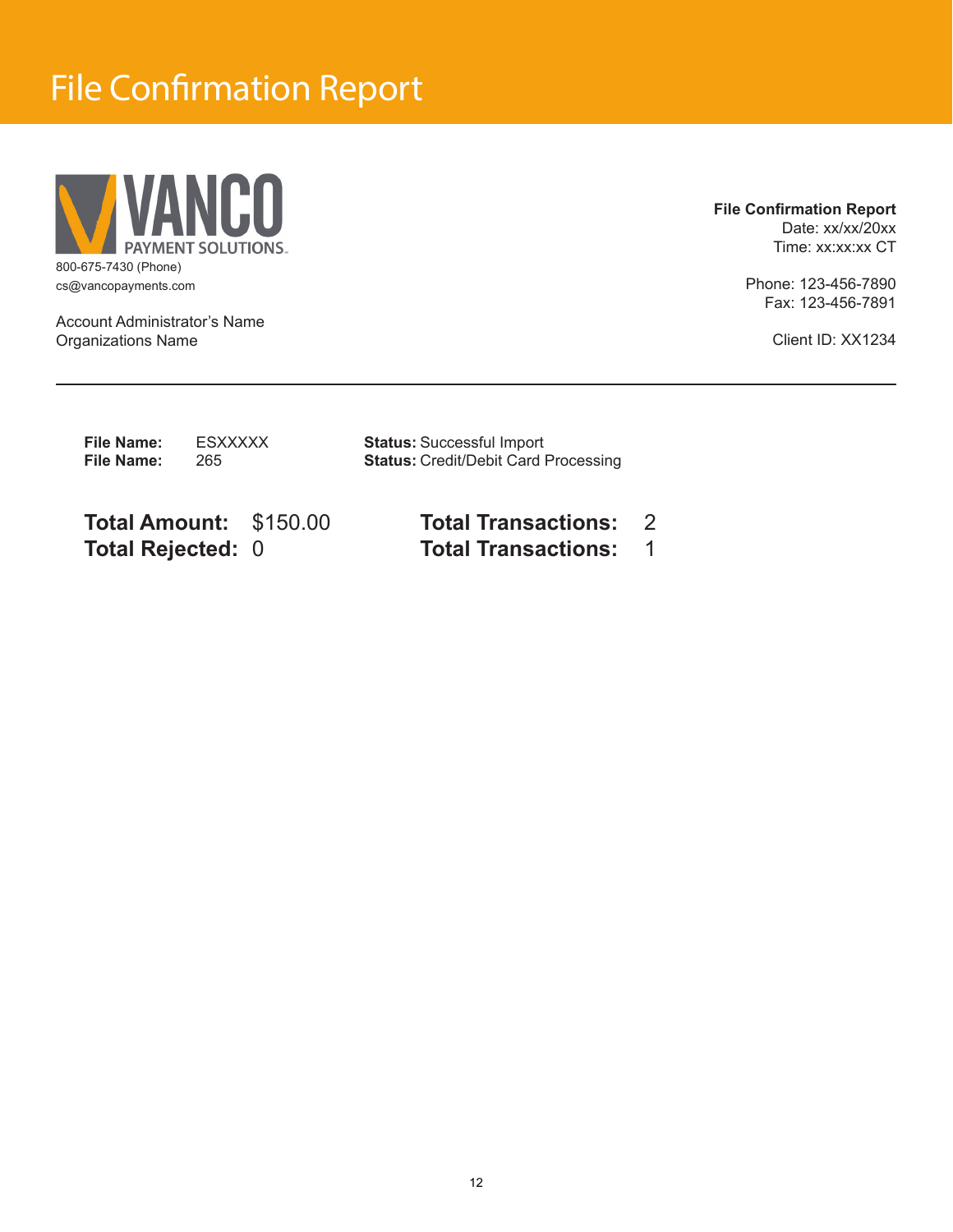# File Confirmation Report

VANCO PAYMENT SOLUTIONS

800-675-7430 (Phone)
cs@vancopayments.com

Account Administrator's Name
Organizations Name

**File Confirmation Report**
Date: xx/xx/20xx
Time: xx:xx:xx CT

Phone: 123-456-7890
Fax: 123-456-7891

Client ID: XX1234

---

**File Name:** ESXXXXX
**File Name:** 265

**Status:** Successful Import
**Status:** Credit/Debit Card Processing

**Total Amount:** $150.00
**Total Rejected:** 0

**Total Transactions:** 2
**Total Transactions:** 1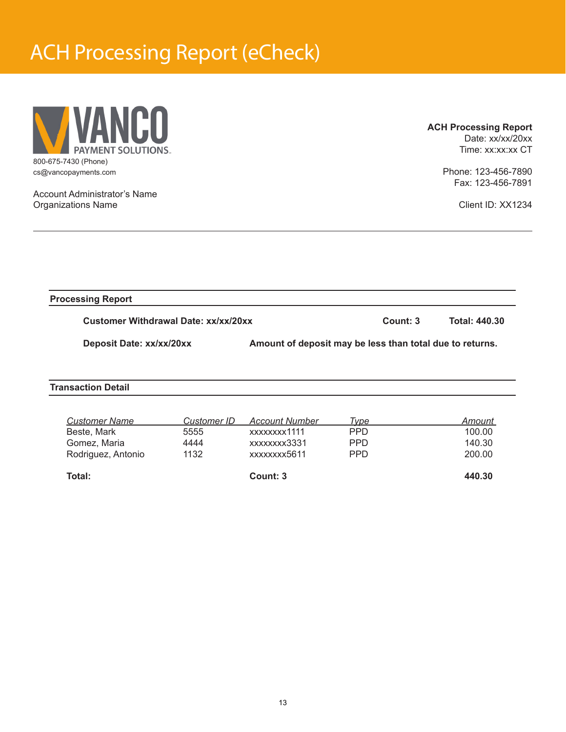# ACH Processing Report (eCheck)

VANCO PAYMENT SOLUTIONS

800-675-7430 (Phone)
cs@vancopayments.com

Account Administrator's Name
Organizations Name

**ACH Processing Report**
Date: xx/xx/20xx
Time: xx:xx:xx CT

Phone: 123-456-7890
Fax: 123-456-7891

Client ID: XX1234

---

**Processing Report**

**Customer Withdrawal Date: xx/xx/20xx** **Count: 3** **Total: 440.30**

**Deposit Date: xx/xx/20xx** **Amount of deposit may be less than total due to returns.**

**Transaction Detail**

| *Customer Name* | *Customer ID* | *Account Number* | *Type* | *Amount* |
|---|---|---|---|---|
| Beste, Mark | 5555 | xxxxxxxx1111 | PPD | 100.00 |
| Gomez, Maria | 4444 | xxxxxxxx3331 | PPD | 140.30 |
| Rodriguez, Antonio | 1132 | xxxxxxxx5611 | PPD | 200.00 |
| **Total:** | | **Count: 3** | | **440.30** |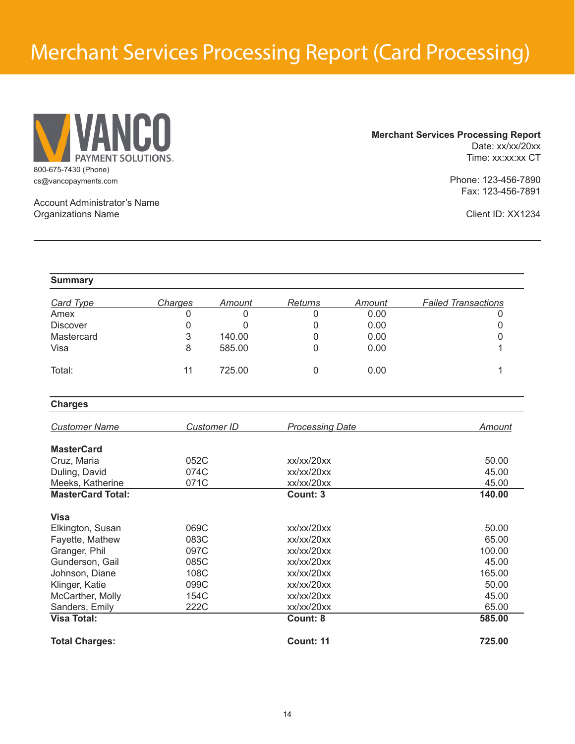# Merchant Services Processing Report (Card Processing)

VANCO PAYMENT SOLUTIONS

800-675-7430 (Phone)
cs@vancopayments.com

Account Administrator's Name
Organizations Name

**Merchant Services Processing Report**
Date: xx/xx/20xx
Time: xx:xx:xx CT

Phone: 123-456-7890
Fax: 123-456-7891

Client ID: XX1234

## Summary

| *Card Type* | *Charges* | *Amount* | *Returns* | *Amount* | *Failed Transactions* |
|---|---|---|---|---|---|
| Amex | 0 | 0 | 0 | 0.00 | 0 |
| Discover | 0 | 0 | 0 | 0.00 | 0 |
| Mastercard | 3 | 140.00 | 0 | 0.00 | 0 |
| Visa | 8 | 585.00 | 0 | 0.00 | 1 |
| Total: | 11 | 725.00 | 0 | 0.00 | 1 |

## Charges

| *Customer Name* | *Customer ID* | *Processing Date* | *Amount* |
|---|---|---|---|
| **MasterCard** | | | |
| Cruz, Maria | 052C | xx/xx/20xx | 50.00 |
| Duling, David | 074C | xx/xx/20xx | 45.00 |
| Meeks, Katherine | 071C | xx/xx/20xx | 45.00 |
| **MasterCard Total:** | | **Count: 3** | **140.00** |
| **Visa** | | | |
| Elkington, Susan | 069C | xx/xx/20xx | 50.00 |
| Fayette, Mathew | 083C | xx/xx/20xx | 65.00 |
| Granger, Phil | 097C | xx/xx/20xx | 100.00 |
| Gunderson, Gail | 085C | xx/xx/20xx | 45.00 |
| Johnson, Diane | 108C | xx/xx/20xx | 165.00 |
| Klinger, Katie | 099C | xx/xx/20xx | 50.00 |
| McCarther, Molly | 154C | xx/xx/20xx | 45.00 |
| Sanders, Emily | 222C | xx/xx/20xx | 65.00 |
| **Visa Total:** | | **Count: 8** | **585.00** |
| **Total Charges:** | | **Count: 11** | **725.00** |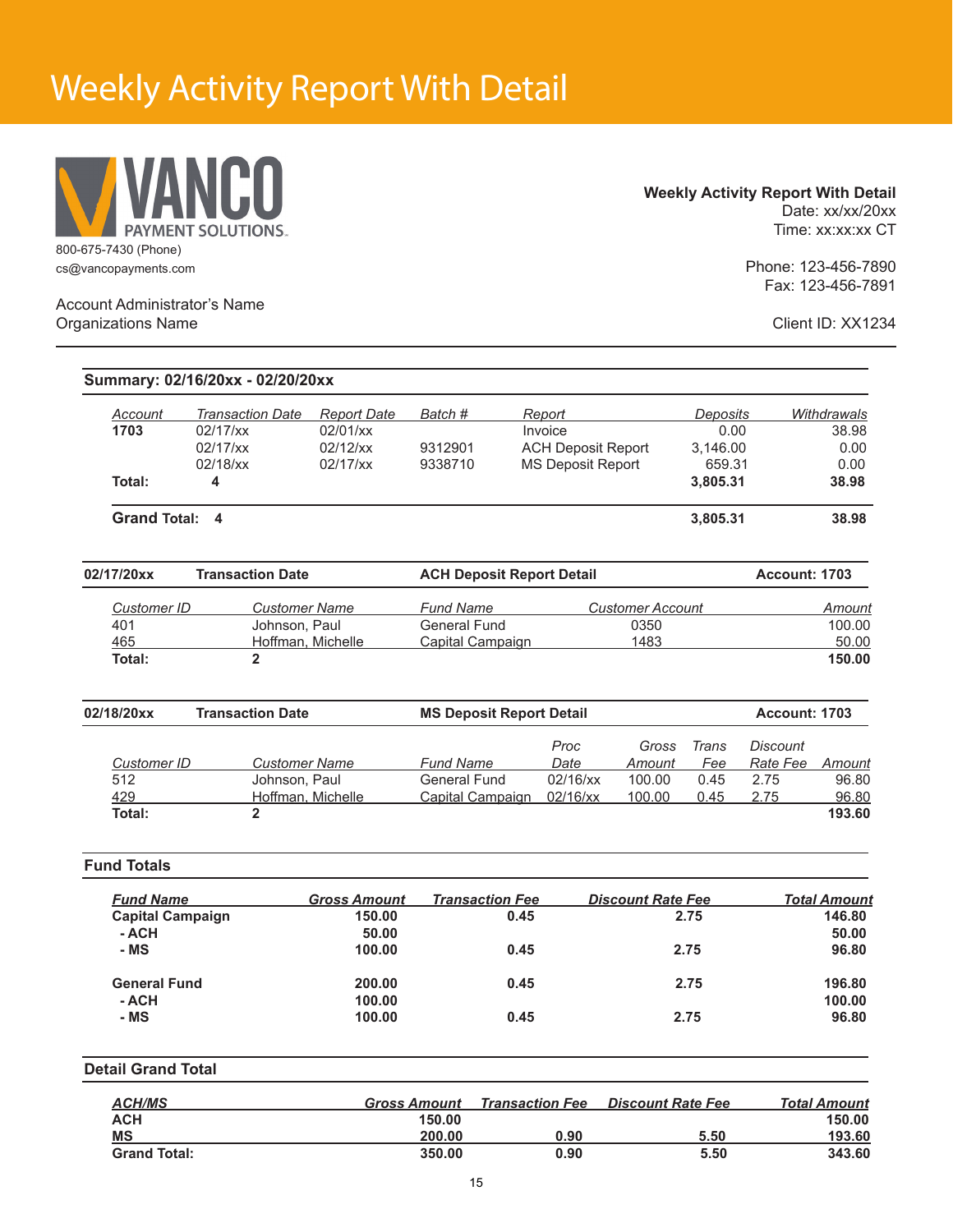# Weekly Activity Report With Detail

VANCO PAYMENT SOLUTIONS

800-675-7430 (Phone)
cs@vancopayments.com

Account Administrator's Name
Organizations Name

**Weekly Activity Report With Detail**
Date: xx/xx/20xx
Time: xx:xx:xx CT

Phone: 123-456-7890
Fax: 123-456-7891

Client ID: XX1234

**Summary: 02/16/20xx - 02/20/20xx**

| Account | Transaction Date | Report Date | Batch # | Report | Deposits | Withdrawals |
|---|---|---|---|---|---|---|
| **1703** | 02/17/xx | 02/01/xx | | Invoice | 0.00 | 38.98 |
| | 02/17/xx | 02/12/xx | 9312901 | ACH Deposit Report | 3,146.00 | 0.00 |
| | 02/18/xx | 02/17/xx | 9338710 | MS Deposit Report | 659.31 | 0.00 |
| **Total:** | **4** | | | | **3,805.31** | **38.98** |
| **Grand Total:** | **4** | | | | **3,805.31** | **38.98** |

**02/17/20xx — Transaction Date — ACH Deposit Report Detail — Account: 1703**

| Customer ID | Customer Name | Fund Name | Customer Account | Amount |
|---|---|---|---|---|
| 401 | Johnson, Paul | General Fund | 0350 | 100.00 |
| 465 | Hoffman, Michelle | Capital Campaign | 1483 | 50.00 |
| **Total:** | **2** | | | **150.00** |

**02/18/20xx — Transaction Date — MS Deposit Report Detail — Account: 1703**

| Customer ID | Customer Name | Fund Name | Proc Date | Gross Amount | Trans Fee | Discount Rate Fee | Amount |
|---|---|---|---|---|---|---|---|
| 512 | Johnson, Paul | General Fund | 02/16/xx | 100.00 | 0.45 | 2.75 | 96.80 |
| 429 | Hoffman, Michelle | Capital Campaign | 02/16/xx | 100.00 | 0.45 | 2.75 | 96.80 |
| **Total:** | **2** | | | | | | **193.60** |

**Fund Totals**

| Fund Name | Gross Amount | Transaction Fee | Discount Rate Fee | Total Amount |
|---|---|---|---|---|
| **Capital Campaign** | **150.00** | **0.45** | **2.75** | **146.80** |
| **- ACH** | **50.00** | | | **50.00** |
| **- MS** | **100.00** | **0.45** | **2.75** | **96.80** |
| **General Fund** | **200.00** | **0.45** | **2.75** | **196.80** |
| **- ACH** | **100.00** | | | **100.00** |
| **- MS** | **100.00** | **0.45** | **2.75** | **96.80** |

**Detail Grand Total**

| ACH/MS | Gross Amount | Transaction Fee | Discount Rate Fee | Total Amount |
|---|---|---|---|---|
| **ACH** | **150.00** | | | **150.00** |
| **MS** | **200.00** | **0.90** | **5.50** | **193.60** |
| **Grand Total:** | **350.00** | **0.90** | **5.50** | **343.60** |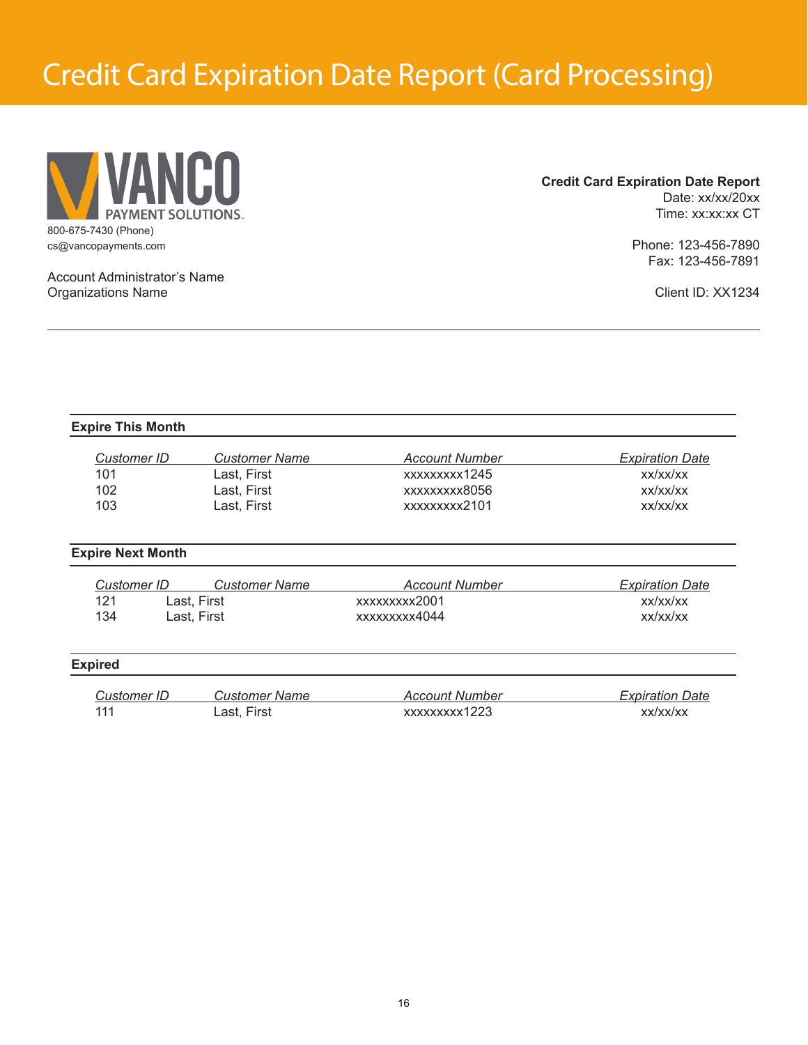# Credit Card Expiration Date Report (Card Processing)

VANCO PAYMENT SOLUTIONS
800-675-7430 (Phone)
cs@vancopayments.com

Account Administrator's Name
Organizations Name

**Credit Card Expiration Date Report**
Date: xx/xx/20xx
Time: xx:xx:xx CT

Phone: 123-456-7890
Fax: 123-456-7891

Client ID: XX1234

---

**Expire This Month**

| *Customer ID* | *Customer Name* | *Account Number* | *Expiration Date* |
|---|---|---|---|
| 101 | Last, First | xxxxxxxxx1245 | xx/xx/xx |
| 102 | Last, First | xxxxxxxxx8056 | xx/xx/xx |
| 103 | Last, First | xxxxxxxxx2101 | xx/xx/xx |

**Expire Next Month**

| *Customer ID* | *Customer Name* | *Account Number* | *Expiration Date* |
|---|---|---|---|
| 121 | Last, First | xxxxxxxxx2001 | xx/xx/xx |
| 134 | Last, First | xxxxxxxxx4044 | xx/xx/xx |

**Expired**

| *Customer ID* | *Customer Name* | *Account Number* | *Expiration Date* |
|---|---|---|---|
| 111 | Last, First | xxxxxxxxx1223 | xx/xx/xx |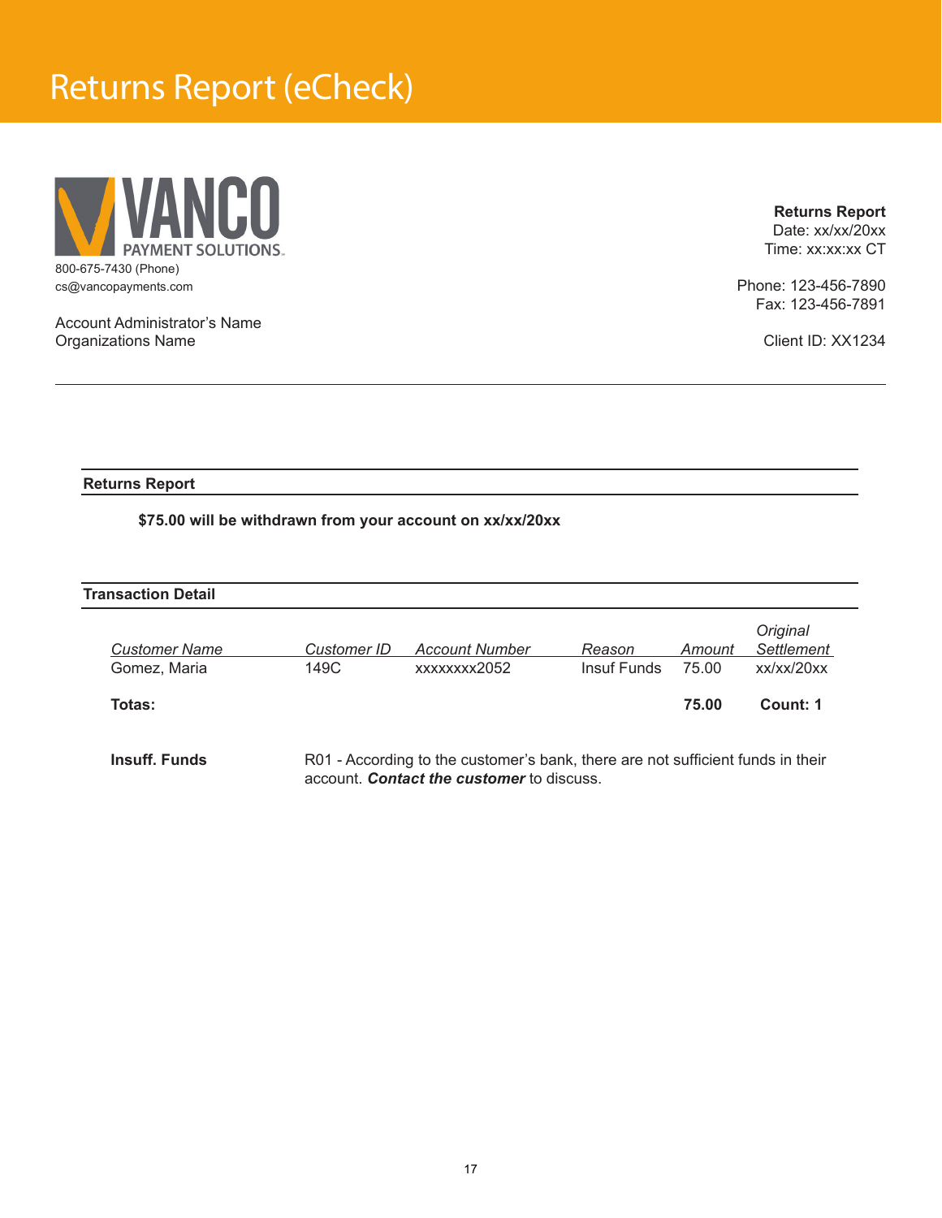# Returns Report (eCheck)

VANCO PAYMENT SOLUTIONS

800-675-7430 (Phone)
cs@vancopayments.com

Account Administrator's Name
Organizations Name

**Returns Report**
Date: xx/xx/20xx
Time: xx:xx:xx CT

Phone: 123-456-7890
Fax: 123-456-7891

Client ID: XX1234

---

**Returns Report**

**$75.00 will be withdrawn from your account on xx/xx/20xx**

**Transaction Detail**

| *Customer Name* | *Customer ID* | *Account Number* | *Reason* | *Amount* | *Original Settlement* |
|---|---|---|---|---|---|
| Gomez, Maria | 149C | xxxxxxxx2052 | Insuf Funds | 75.00 | xx/xx/20xx |
| **Totas:** | | | | **75.00** | **Count: 1** |

**Insuff. Funds** R01 - According to the customer's bank, there are not sufficient funds in their account. ***Contact the customer*** to discuss.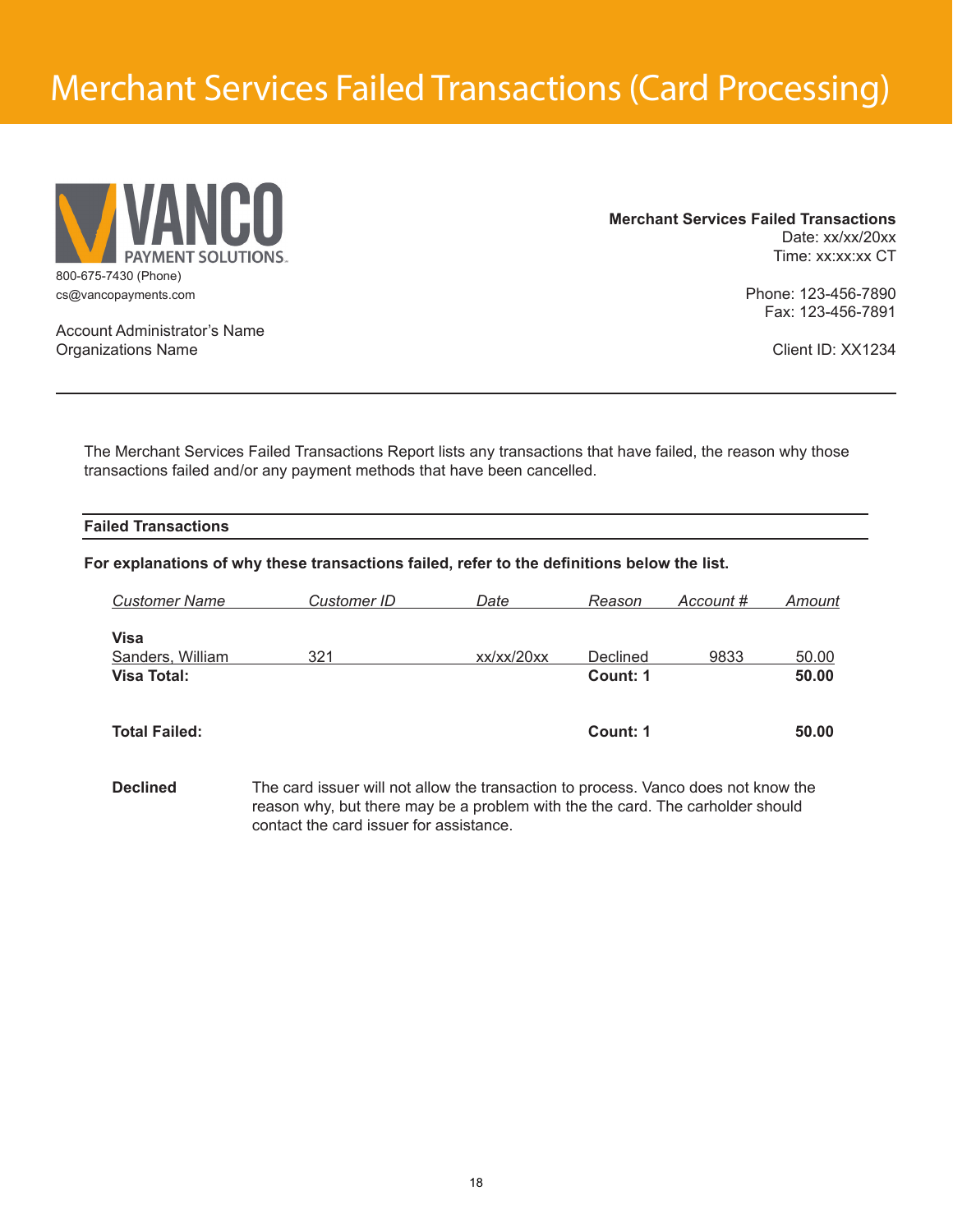# Merchant Services Failed Transactions (Card Processing)

VANCO PAYMENT SOLUTIONS
800-675-7430 (Phone)
cs@vancopayments.com

Account Administrator's Name
Organizations Name

**Merchant Services Failed Transactions**
Date: xx/xx/20xx
Time: xx:xx:xx CT

Phone: 123-456-7890
Fax: 123-456-7891

Client ID: XX1234

---

The Merchant Services Failed Transactions Report lists any transactions that have failed, the reason why those transactions failed and/or any payment methods that have been cancelled.

**Failed Transactions**

**For explanations of why these transactions failed, refer to the definitions below the list.**

| *Customer Name* | *Customer ID* | *Date* | *Reason* | *Account #* | *Amount* |
|---|---|---|---|---|---|
| **Visa** | | | | | |
| Sanders, William | 321 | xx/xx/20xx | Declined | 9833 | 50.00 |
| **Visa Total:** | | | **Count: 1** | | **50.00** |
| | | | | | |
| **Total Failed:** | | | **Count: 1** | | **50.00** |

**Declined** The card issuer will not allow the transaction to process. Vanco does not know the reason why, but there may be a problem with the the card. The carholder should contact the card issuer for assistance.